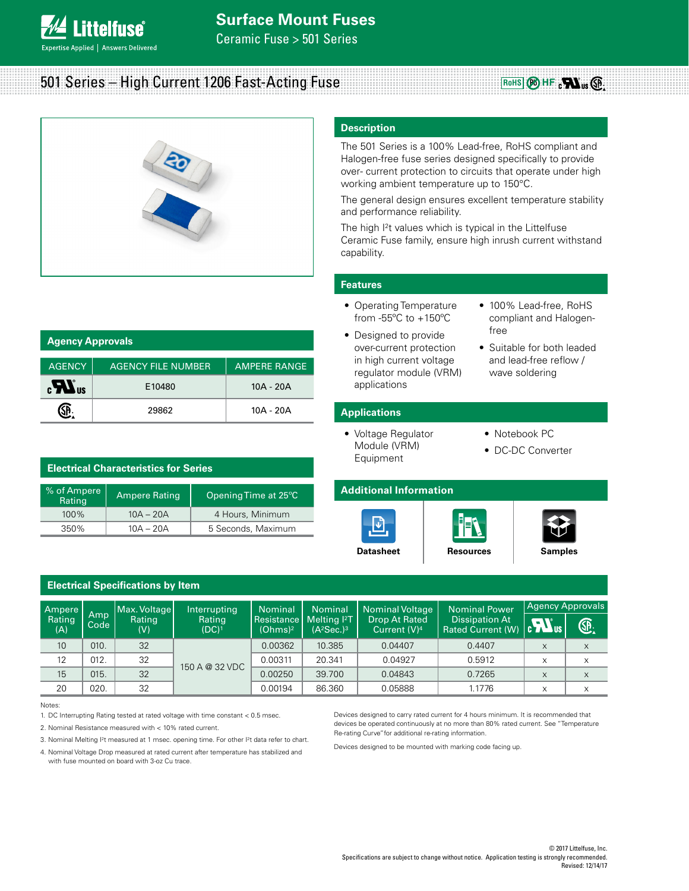# Surface Mount Fuses

Ceramic Fuse > 501 Series

## 501 Series – High Current 1206 Fast-Acting Fuse

### Description

The 501 Series is a 100% Lead-free, RoHS compliant and Halogen-free fuse series designed specifically to provide over- current protection to circuits that operate under high working ambient temperature up to 150°C.

The general design ensures excellent temperature stability and performance reliability.

The high I²t values which is typical in the Littelfuse Ceramic Fuse family, ensure high inrush current withstand capability.

### Features

- Operating Temperature from -55°C to +150°C
- Designed to provide over-current protection in high current voltage regulator module (VRM) applications
- 100% Lead-free, RoHS compliant and Halogen-free
- Suitable for both leaded and lead-free reflow / wave soldering

### Applications

- Voltage Regulator Module (VRM) Equipment
- Notebook PC
- DC-DC Converter

### Additional Information

Datasheet | Resources | Samples

### Agency Approvals

| AGENCY | AGENCY FILE NUMBER | AMPERE RANGE |
|---|---|---|
| cULus | E10480 | 10A - 20A |
| CSA | 29862 | 10A - 20A |

### Electrical Characteristics for Series

| % of Ampere Rating | Ampere Rating | Opening Time at 25°C |
|---|---|---|
| 100% | 10A – 20A | 4 Hours, Minimum |
| 350% | 10A – 20A | 5 Seconds, Maximum |

### Electrical Specifications by Item

| Ampere Rating (A) | Amp Code | Max. Voltage Rating (V) | Interrupting Rating (DC)[1] | Nominal Resistance (Ohms)[2] | Nominal Melting I²T (A²Sec.)[3] | Nominal Voltage Drop At Rated Current (V)[4] | Nominal Power Dissipation At Rated Current (W) | Agency Approvals | |
|---|---|---|---|---|---|---|---|---|---|
| | | | | | | | | cULus | CSA |
| 10 | 010. | 32 | 150 A @ 32 VDC | 0.00362 | 10.385 | 0.04407 | 0.4407 | x | x |
| 12 | 012. | 32 | | 0.00311 | 20.341 | 0.04927 | 0.5912 | x | x |
| 15 | 015. | 32 | | 0.00250 | 39.700 | 0.04843 | 0.7265 | x | x |
| 20 | 020. | 32 | | 0.00194 | 86.360 | 0.05888 | 1.1776 | x | x |

Notes:

1. DC Interrupting Rating tested at rated voltage with time constant < 0.5 msec.
2. Nominal Resistance measured with < 10% rated current.
3. Nominal Melting I²t measured at 1 msec. opening time. For other I²t data refer to chart.
4. Nominal Voltage Drop measured at rated current after temperature has stabilized and with fuse mounted on board with 3-oz Cu trace.

Devices designed to carry rated current for 4 hours minimum. It is recommended that devices be operated continuously at no more than 80% rated current. See "Temperature Re-rating Curve" for additional re-rating information.

Devices designed to be mounted with marking code facing up.

© 2017 Littelfuse, Inc.
Specifications are subject to change without notice. Application testing is strongly recommended.
Revised: 12/14/17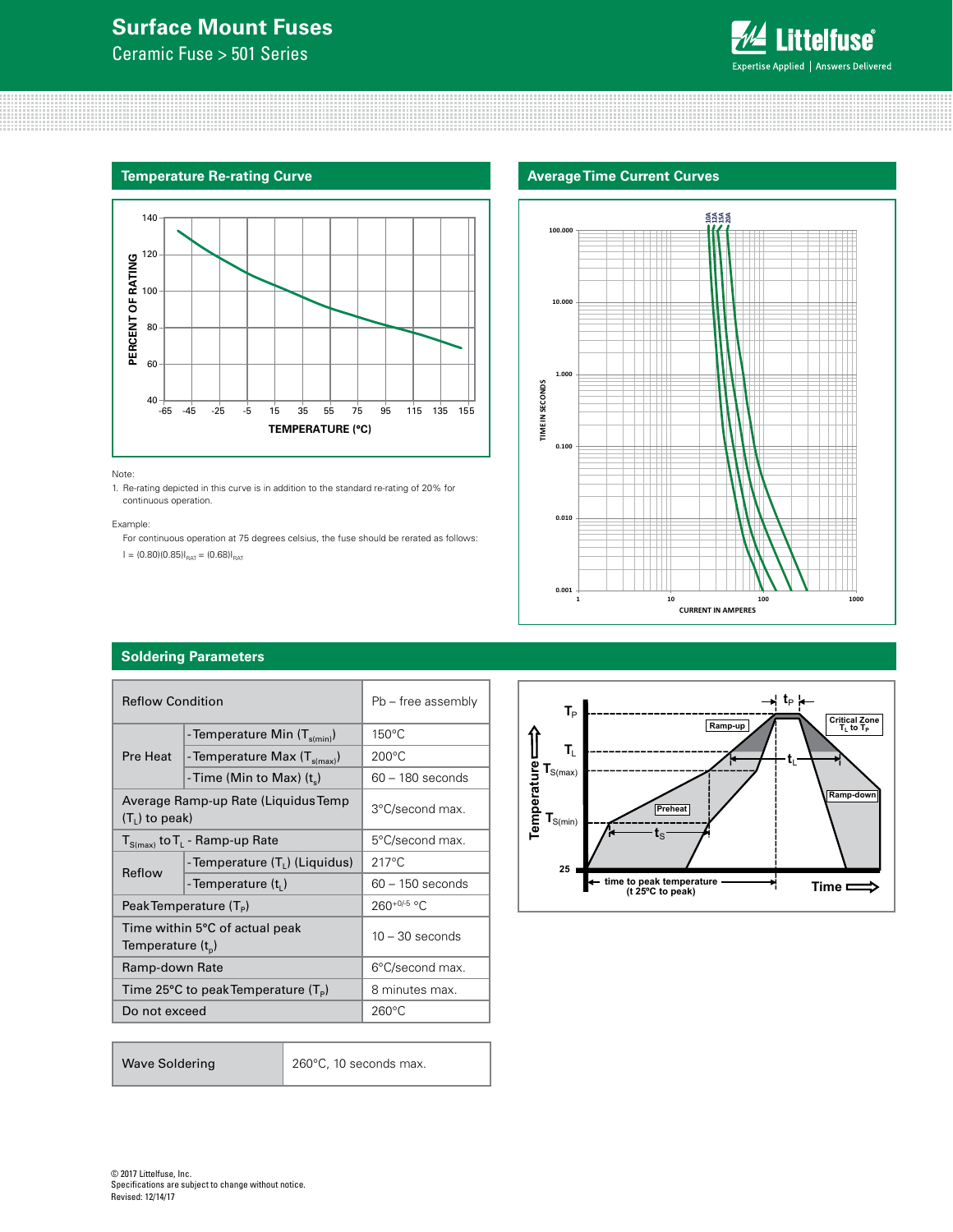## Temperature Re-rating Curve

Note:

1. Re-rating depicted in this curve is in addition to the standard re-rating of 20% for continuous operation.

Example:

For continuous operation at 75 degrees celsius, the fuse should be rerated as follows:

$I = (0.80)(0.85)I_{RAT} = (0.68)I_{RAT}$

## Average Time Current Curves

## Soldering Parameters

| Reflow Condition | | Pb – free assembly |
|---|---|---|
| Pre Heat | - Temperature Min ($T_{s(min)}$) | 150°C |
| | - Temperature Max ($T_{s(max)}$) | 200°C |
| | - Time (Min to Max) ($t_s$) | 60 – 180 seconds |
| Average Ramp-up Rate (Liquidus Temp ($T_L$) to peak) | | 3°C/second max. |
| $T_{S(max)}$ to $T_L$ - Ramp-up Rate | | 5°C/second max. |
| Reflow | - Temperature ($T_L$) (Liquidus) | 217°C |
| | - Temperature ($t_L$) | 60 – 150 seconds |
| Peak Temperature ($T_P$) | | $260^{+0/-5}$ °C |
| Time within 5°C of actual peak Temperature ($t_p$) | | 10 – 30 seconds |
| Ramp-down Rate | | 6°C/second max. |
| Time 25°C to peak Temperature ($T_P$) | | 8 minutes max. |
| Do not exceed | | 260°C |

| Wave Soldering | 260°C, 10 seconds max. |
|---|---|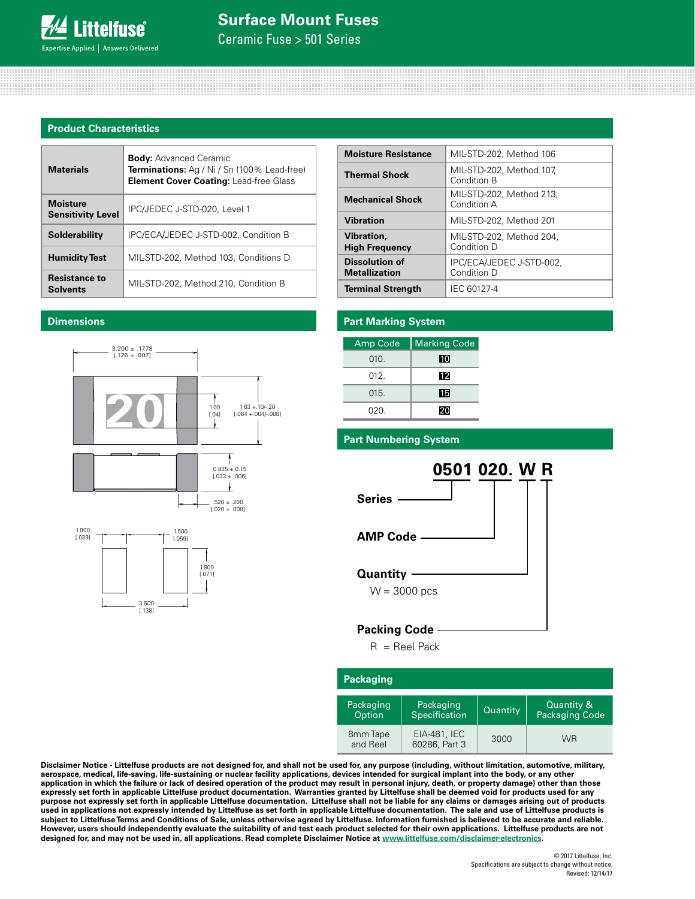# Surface Mount Fuses

Ceramic Fuse > 501 Series

## Product Characteristics

| | |
|---|---|
| **Materials** | **Body:** Advanced Ceramic<br>**Terminations:** Ag / Ni / Sn (100% Lead-free)<br>**Element Cover Coating:** Lead-free Glass |
| **Moisture Sensitivity Level** | IPC/JEDEC J-STD-020, Level 1 |
| **Solderability** | IPC/ECA/JEDEC J-STD-002, Condition B |
| **Humidity Test** | MIL-STD-202, Method 103, Conditions D |
| **Resistance to Solvents** | MIL-STD-202, Method 210, Condition B |

| | |
|---|---|
| **Moisture Resistance** | MIL-STD-202, Method 106 |
| **Thermal Shock** | MIL-STD-202, Method 107, Condition B |
| **Mechanical Shock** | MIL-STD-202, Method 213, Condition A |
| **Vibration** | MIL-STD-202, Method 201 |
| **Vibration, High Frequency** | MIL-STD-202, Method 204, Condition D |
| **Dissolution of Metallization** | IPC/ECA/JEDEC J-STD-002, Condition D |
| **Terminal Strength** | IEC 60127-4 |

## Dimensions

3.200 ± .1778
[.126 ± .007]

20

1.00
[.04]

1.63 +.10/-.20
[.064 +.004/-.008]

0.835 ± 0.15
[.033 ± .006]

.520 ± .200
[.020 ± .008]

1.000
[.039]

1.500
[.059]

1.800
[.071]

3.500
[.138]

## Part Marking System

| Amp Code | Marking Code |
|---|---|
| 010. | 10 |
| 012. | 12 |
| 015. | 15 |
| 020. | 20 |

## Part Numbering System

**0501 020. W R**

**Series**

**AMP Code**

**Quantity**
W = 3000 pcs

**Packing Code**
R = Reel Pack

## Packaging

| Packaging Option | Packaging Specification | Quantity | Quantity & Packaging Code |
|---|---|---|---|
| 8mm Tape and Reel | EIA-481, IEC 60286, Part 3 | 3000 | WR |

**Disclaimer Notice - Littelfuse products are not designed for, and shall not be used for, any purpose (including, without limitation, automotive, military, aerospace, medical, life-saving, life-sustaining or nuclear facility applications, devices intended for surgical implant into the body, or any other application in which the failure or lack of desired operation of the product may result in personal injury, death, or property damage) other than those expressly set forth in applicable Littelfuse product documentation. Warranties granted by Littelfuse shall be deemed void for products used for any purpose not expressly set forth in applicable Littelfuse documentation. Littelfuse shall not be liable for any claims or damages arising out of products used in applications not expressly intended by Littelfuse as set forth in applicable Littelfuse documentation. The sale and use of Littelfuse products is subject to Littelfuse Terms and Conditions of Sale, unless otherwise agreed by Littelfuse. Information furnished is believed to be accurate and reliable. However, users should independently evaluate the suitability of and test each product selected for their own applications. Littelfuse products are not designed for, and may not be used in, all applications. Read complete Disclaimer Notice at www.littelfuse.com/disclaimer-electronics.**

© 2017 Littelfuse, Inc.
Specifications are subject to change without notice.
Revised: 12/14/17